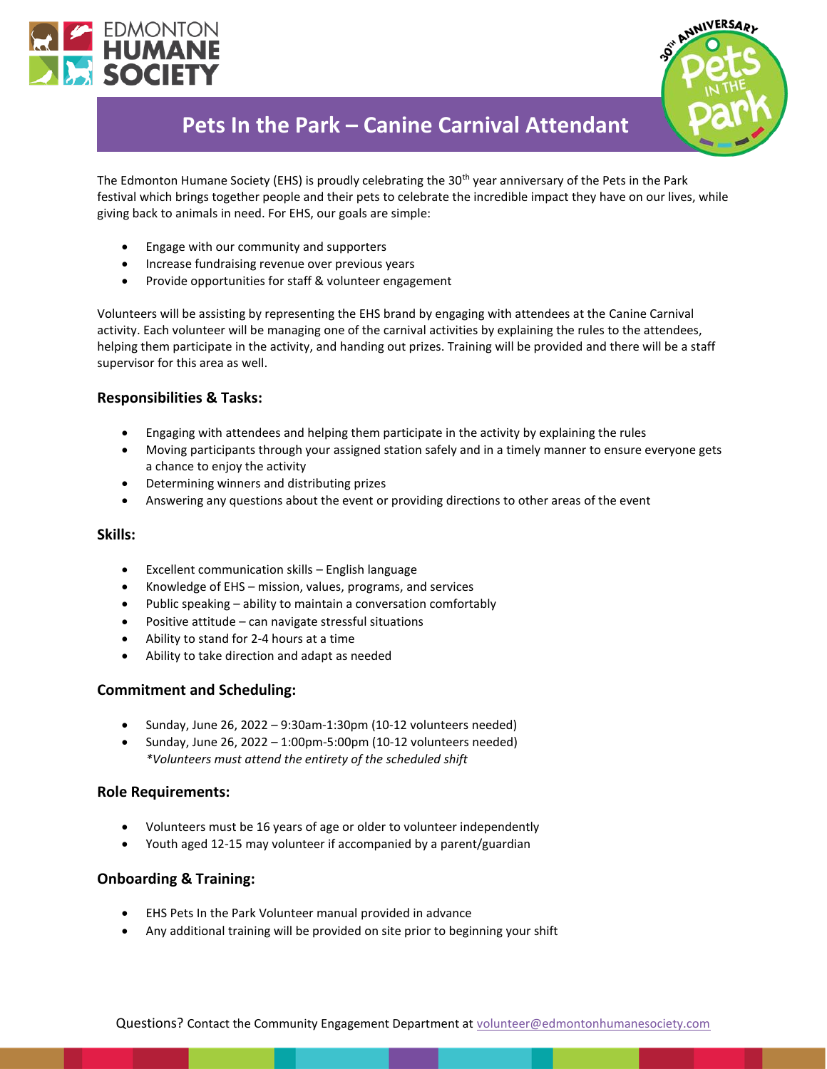EDMONTON HUMANE SOCIETY

30th ANNIVERSARY Pets IN THE Park

# Pets In the Park – Canine Carnival Attendant

The Edmonton Humane Society (EHS) is proudly celebrating the 30th year anniversary of the Pets in the Park festival which brings together people and their pets to celebrate the incredible impact they have on our lives, while giving back to animals in need. For EHS, our goals are simple:

- Engage with our community and supporters
- Increase fundraising revenue over previous years
- Provide opportunities for staff & volunteer engagement

Volunteers will be assisting by representing the EHS brand by engaging with attendees at the Canine Carnival activity. Each volunteer will be managing one of the carnival activities by explaining the rules to the attendees, helping them participate in the activity, and handing out prizes. Training will be provided and there will be a staff supervisor for this area as well.

### Responsibilities & Tasks:

- Engaging with attendees and helping them participate in the activity by explaining the rules
- Moving participants through your assigned station safely and in a timely manner to ensure everyone gets a chance to enjoy the activity
- Determining winners and distributing prizes
- Answering any questions about the event or providing directions to other areas of the event

### Skills:

- Excellent communication skills – English language
- Knowledge of EHS – mission, values, programs, and services
- Public speaking – ability to maintain a conversation comfortably
- Positive attitude – can navigate stressful situations
- Ability to stand for 2-4 hours at a time
- Ability to take direction and adapt as needed

### Commitment and Scheduling:

- Sunday, June 26, 2022 – 9:30am-1:30pm (10-12 volunteers needed)
- Sunday, June 26, 2022 – 1:00pm-5:00pm (10-12 volunteers needed)
  *\*Volunteers must attend the entirety of the scheduled shift*

### Role Requirements:

- Volunteers must be 16 years of age or older to volunteer independently
- Youth aged 12-15 may volunteer if accompanied by a parent/guardian

### Onboarding & Training:

- EHS Pets In the Park Volunteer manual provided in advance
- Any additional training will be provided on site prior to beginning your shift

Questions? Contact the Community Engagement Department at volunteer@edmontonhumanesociety.com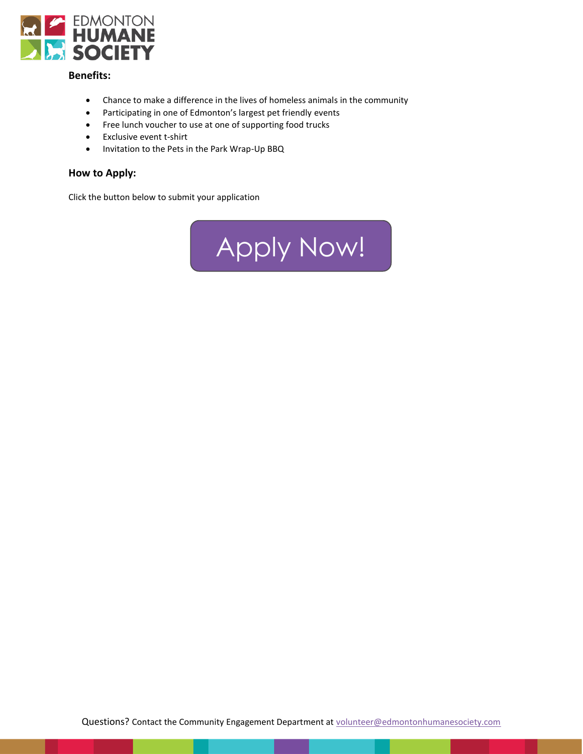**Benefits:**

- Chance to make a difference in the lives of homeless animals in the community
- Participating in one of Edmonton's largest pet friendly events
- Free lunch voucher to use at one of supporting food trucks
- Exclusive event t-shirt
- Invitation to the Pets in the Park Wrap-Up BBQ

**How to Apply:**

Click the button below to submit your application

Apply Now!

Questions? Contact the Community Engagement Department at volunteer@edmontonhumanesociety.com